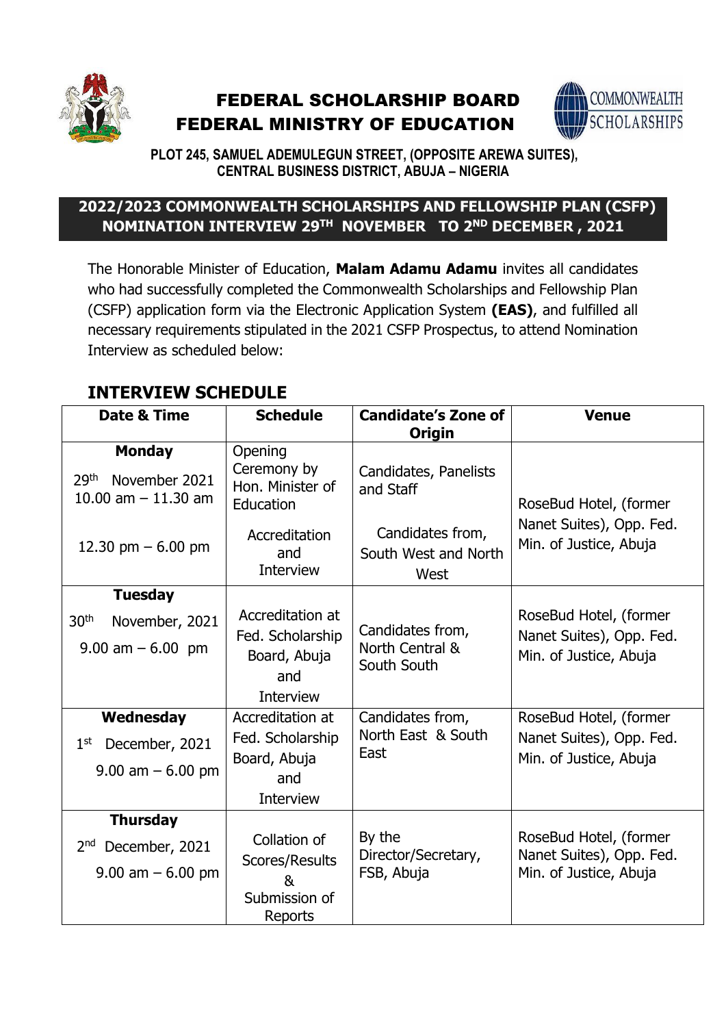# FEDERAL SCHOLARSHIP BOARD
# FEDERAL MINISTRY OF EDUCATION

**PLOT 245, SAMUEL ADEMULEGUN STREET, (OPPOSITE AREWA SUITES), CENTRAL BUSINESS DISTRICT, ABUJA – NIGERIA**

## 2022/2023 COMMONWEALTH SCHOLARSHIPS AND FELLOWSHIP PLAN (CSFP) NOMINATION INTERVIEW 29TH NOVEMBER TO 2ND DECEMBER , 2021

The Honorable Minister of Education, **Malam Adamu Adamu** invites all candidates who had successfully completed the Commonwealth Scholarships and Fellowship Plan (CSFP) application form via the Electronic Application System **(EAS)**, and fulfilled all necessary requirements stipulated in the 2021 CSFP Prospectus, to attend Nomination Interview as scheduled below:

## INTERVIEW SCHEDULE

| Date & Time | Schedule | Candidate's Zone of Origin | Venue |
|---|---|---|---|
| **Monday** 29th November 2021 10.00 am – 11.30 am | Opening Ceremony by Hon. Minister of Education | Candidates, Panelists and Staff | RoseBud Hotel, (former Nanet Suites), Opp. Fed. Min. of Justice, Abuja |
| 12.30 pm – 6.00 pm | Accreditation and Interview | Candidates from, South West and North West | |
| **Tuesday** 30th November, 2021 9.00 am – 6.00 pm | Accreditation at Fed. Scholarship Board, Abuja and Interview | Candidates from, North Central & South South | RoseBud Hotel, (former Nanet Suites), Opp. Fed. Min. of Justice, Abuja |
| **Wednesday** 1st December, 2021 9.00 am – 6.00 pm | Accreditation at Fed. Scholarship Board, Abuja and Interview | Candidates from, North East & South East | RoseBud Hotel, (former Nanet Suites), Opp. Fed. Min. of Justice, Abuja |
| **Thursday** 2nd December, 2021 9.00 am – 6.00 pm | Collation of Scores/Results & Submission of Reports | By the Director/Secretary, FSB, Abuja | RoseBud Hotel, (former Nanet Suites), Opp. Fed. Min. of Justice, Abuja |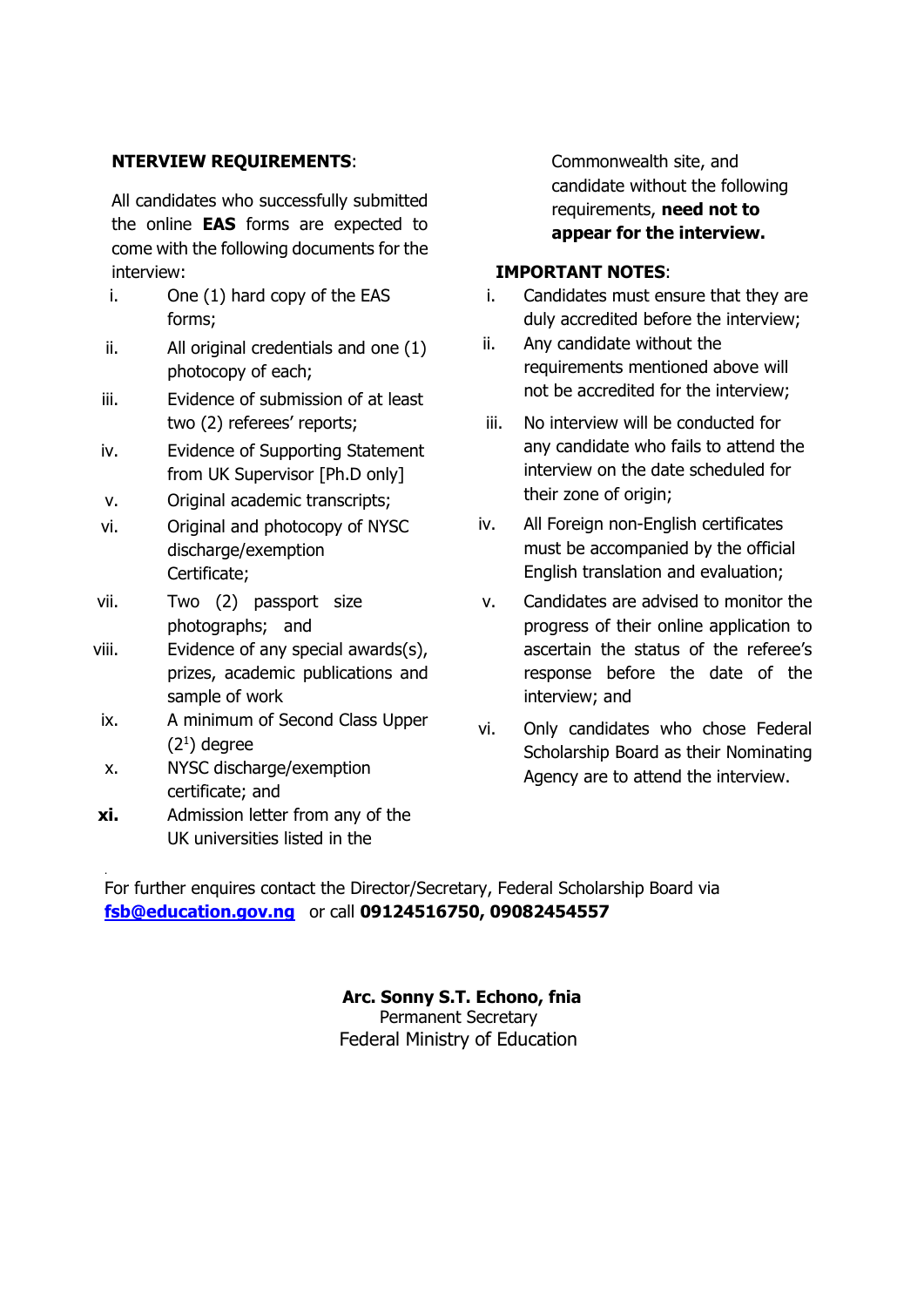**NTERVIEW REQUIREMENTS**:

All candidates who successfully submitted the online **EAS** forms are expected to come with the following documents for the interview:

i. One (1) hard copy of the EAS forms;
ii. All original credentials and one (1) photocopy of each;
iii. Evidence of submission of at least two (2) referees' reports;
iv. Evidence of Supporting Statement from UK Supervisor [Ph.D only]
v. Original academic transcripts;
vi. Original and photocopy of NYSC discharge/exemption Certificate;
vii. Two (2) passport size photographs; and
viii. Evidence of any special awards(s), prizes, academic publications and sample of work
ix. A minimum of Second Class Upper ($2^1$) degree
x. NYSC discharge/exemption certificate; and
**xi.** Admission letter from any of the UK universities listed in the Commonwealth site, and

candidate without the following requirements, **need not to appear for the interview.**

**IMPORTANT NOTES**:

i. Candidates must ensure that they are duly accredited before the interview;
ii. Any candidate without the requirements mentioned above will not be accredited for the interview;
iii. No interview will be conducted for any candidate who fails to attend the interview on the date scheduled for their zone of origin;
iv. All Foreign non-English certificates must be accompanied by the official English translation and evaluation;
v. Candidates are advised to monitor the progress of their online application to ascertain the status of the referee's response before the date of the interview; and
vi. Only candidates who chose Federal Scholarship Board as their Nominating Agency are to attend the interview.

For further enquires contact the Director/Secretary, Federal Scholarship Board via **fsb@education.gov.ng** or call **09124516750, 09082454557**

**Arc. Sonny S.T. Echono, fnia**
Permanent Secretary
Federal Ministry of Education